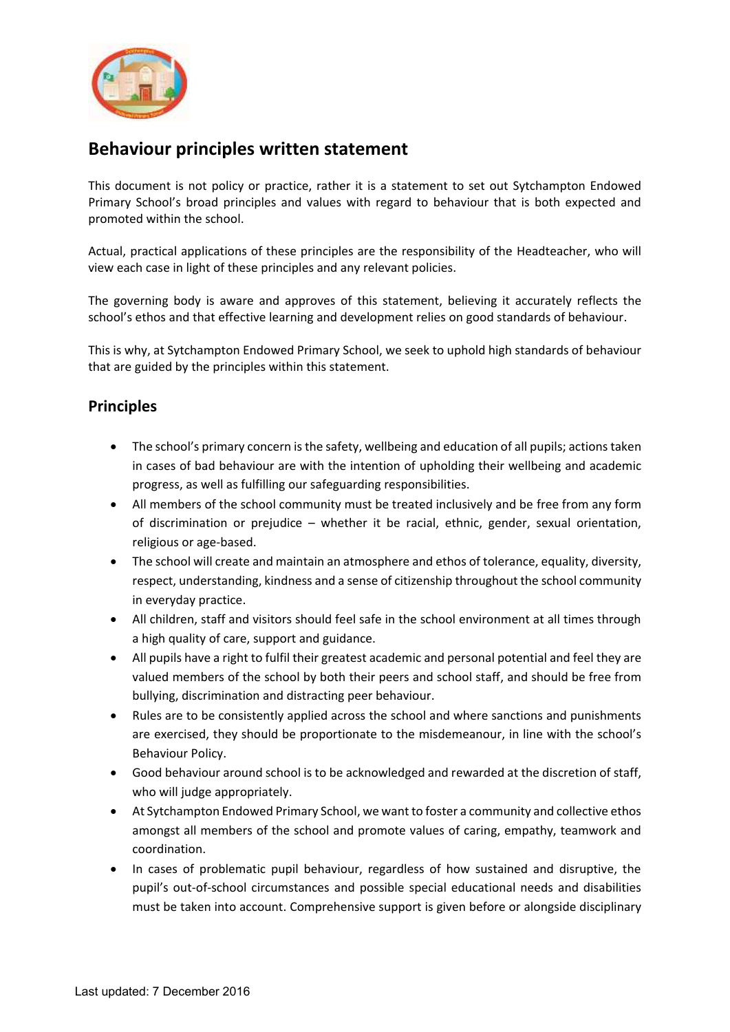## Behaviour principles written statement

This document is not policy or practice, rather it is a statement to set out Sytchampton Endowed Primary School's broad principles and values with regard to behaviour that is both expected and promoted within the school.

Actual, practical applications of these principles are the responsibility of the Headteacher, who will view each case in light of these principles and any relevant policies.

The governing body is aware and approves of this statement, believing it accurately reflects the school's ethos and that effective learning and development relies on good standards of behaviour.

This is why, at Sytchampton Endowed Primary School, we seek to uphold high standards of behaviour that are guided by the principles within this statement.

### Principles

- The school's primary concern is the safety, wellbeing and education of all pupils; actions taken in cases of bad behaviour are with the intention of upholding their wellbeing and academic progress, as well as fulfilling our safeguarding responsibilities.
- All members of the school community must be treated inclusively and be free from any form of discrimination or prejudice – whether it be racial, ethnic, gender, sexual orientation, religious or age-based.
- The school will create and maintain an atmosphere and ethos of tolerance, equality, diversity, respect, understanding, kindness and a sense of citizenship throughout the school community in everyday practice.
- All children, staff and visitors should feel safe in the school environment at all times through a high quality of care, support and guidance.
- All pupils have a right to fulfil their greatest academic and personal potential and feel they are valued members of the school by both their peers and school staff, and should be free from bullying, discrimination and distracting peer behaviour.
- Rules are to be consistently applied across the school and where sanctions and punishments are exercised, they should be proportionate to the misdemeanour, in line with the school's Behaviour Policy.
- Good behaviour around school is to be acknowledged and rewarded at the discretion of staff, who will judge appropriately.
- At Sytchampton Endowed Primary School, we want to foster a community and collective ethos amongst all members of the school and promote values of caring, empathy, teamwork and coordination.
- In cases of problematic pupil behaviour, regardless of how sustained and disruptive, the pupil's out-of-school circumstances and possible special educational needs and disabilities must be taken into account. Comprehensive support is given before or alongside disciplinary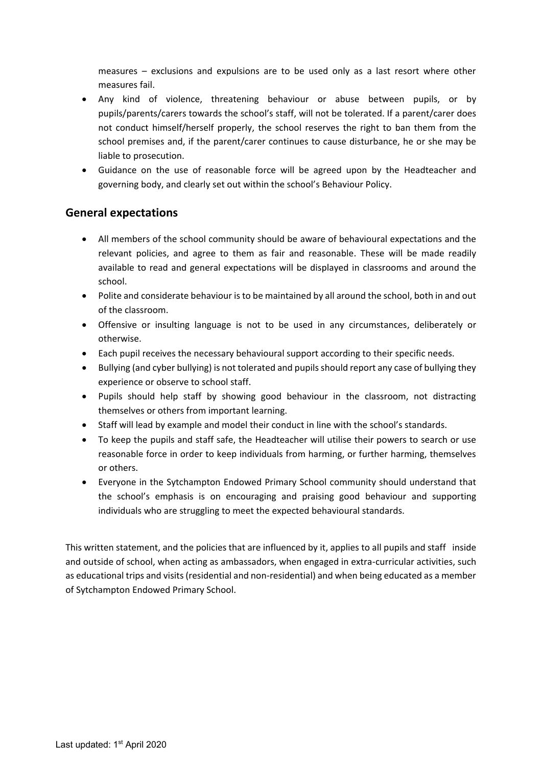measures – exclusions and expulsions are to be used only as a last resort where other measures fail.

- Any kind of violence, threatening behaviour or abuse between pupils, or by pupils/parents/carers towards the school's staff, will not be tolerated. If a parent/carer does not conduct himself/herself properly, the school reserves the right to ban them from the school premises and, if the parent/carer continues to cause disturbance, he or she may be liable to prosecution.
- Guidance on the use of reasonable force will be agreed upon by the Headteacher and governing body, and clearly set out within the school's Behaviour Policy.

## General expectations

- All members of the school community should be aware of behavioural expectations and the relevant policies, and agree to them as fair and reasonable. These will be made readily available to read and general expectations will be displayed in classrooms and around the school.
- Polite and considerate behaviour is to be maintained by all around the school, both in and out of the classroom.
- Offensive or insulting language is not to be used in any circumstances, deliberately or otherwise.
- Each pupil receives the necessary behavioural support according to their specific needs.
- Bullying (and cyber bullying) is not tolerated and pupils should report any case of bullying they experience or observe to school staff.
- Pupils should help staff by showing good behaviour in the classroom, not distracting themselves or others from important learning.
- Staff will lead by example and model their conduct in line with the school's standards.
- To keep the pupils and staff safe, the Headteacher will utilise their powers to search or use reasonable force in order to keep individuals from harming, or further harming, themselves or others.
- Everyone in the Sytchampton Endowed Primary School community should understand that the school's emphasis is on encouraging and praising good behaviour and supporting individuals who are struggling to meet the expected behavioural standards.

This written statement, and the policies that are influenced by it, applies to all pupils and staff inside and outside of school, when acting as ambassadors, when engaged in extra-curricular activities, such as educational trips and visits (residential and non-residential) and when being educated as a member of Sytchampton Endowed Primary School.

Last updated: 1st April 2020